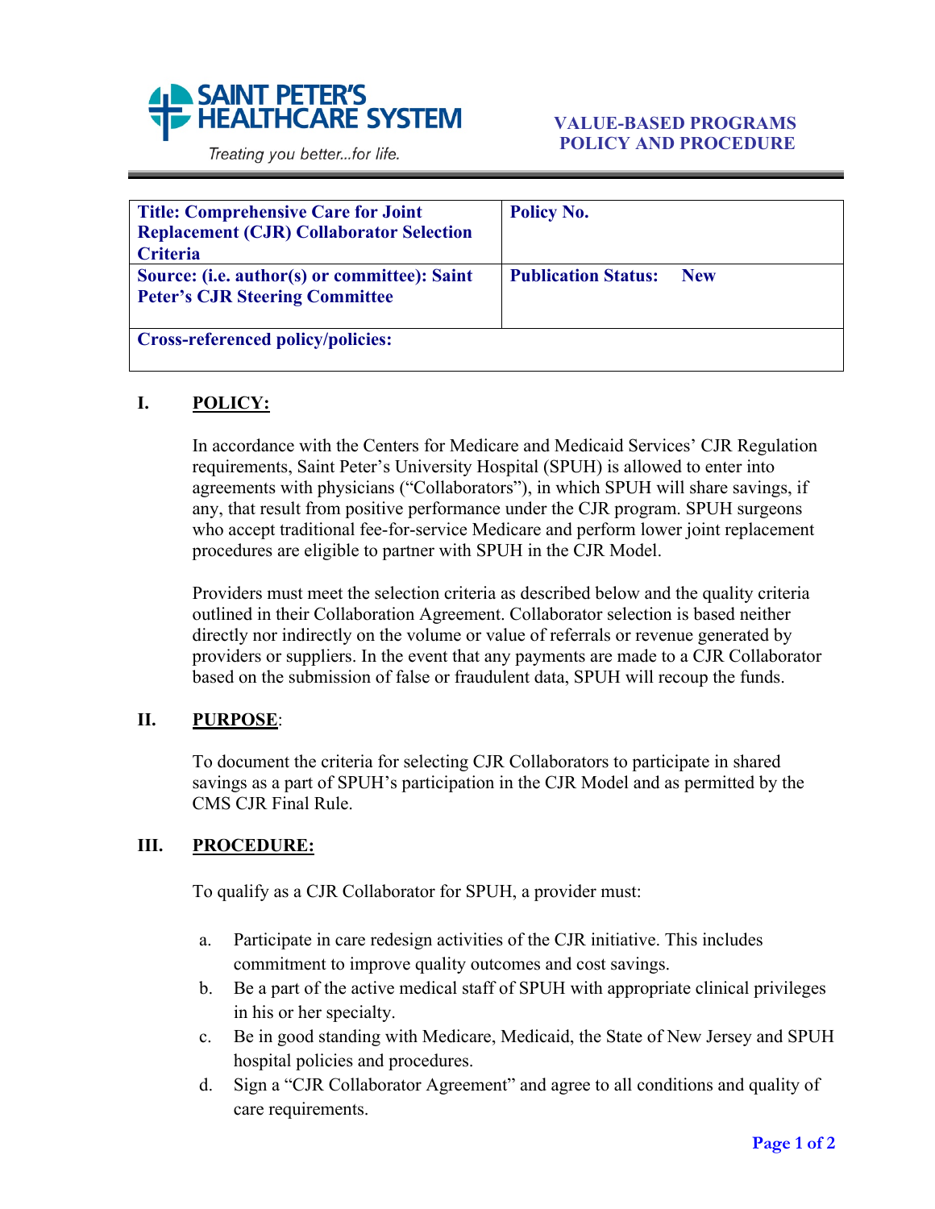**SAINT PETER'S HEALTHCARE SYSTEM**

*Treating you better...for life.*

**VALUE-BASED PROGRAMS POLICY AND PROCEDURE**

| **Title: Comprehensive Care for Joint Replacement (CJR) Collaborator Selection Criteria** | **Policy No.** |
|---|---|
| **Source: (i.e. author(s) or committee): Saint Peter's CJR Steering Committee** | **Publication Status: New** |
| **Cross-referenced policy/policies:** | |

## I. POLICY:

In accordance with the Centers for Medicare and Medicaid Services' CJR Regulation requirements, Saint Peter's University Hospital (SPUH) is allowed to enter into agreements with physicians ("Collaborators"), in which SPUH will share savings, if any, that result from positive performance under the CJR program. SPUH surgeons who accept traditional fee-for-service Medicare and perform lower joint replacement procedures are eligible to partner with SPUH in the CJR Model.

Providers must meet the selection criteria as described below and the quality criteria outlined in their Collaboration Agreement. Collaborator selection is based neither directly nor indirectly on the volume or value of referrals or revenue generated by providers or suppliers. In the event that any payments are made to a CJR Collaborator based on the submission of false or fraudulent data, SPUH will recoup the funds.

## II. PURPOSE:

To document the criteria for selecting CJR Collaborators to participate in shared savings as a part of SPUH's participation in the CJR Model and as permitted by the CMS CJR Final Rule.

## III. PROCEDURE:

To qualify as a CJR Collaborator for SPUH, a provider must:

a. Participate in care redesign activities of the CJR initiative. This includes commitment to improve quality outcomes and cost savings.

b. Be a part of the active medical staff of SPUH with appropriate clinical privileges in his or her specialty.

c. Be in good standing with Medicare, Medicaid, the State of New Jersey and SPUH hospital policies and procedures.

d. Sign a "CJR Collaborator Agreement" and agree to all conditions and quality of care requirements.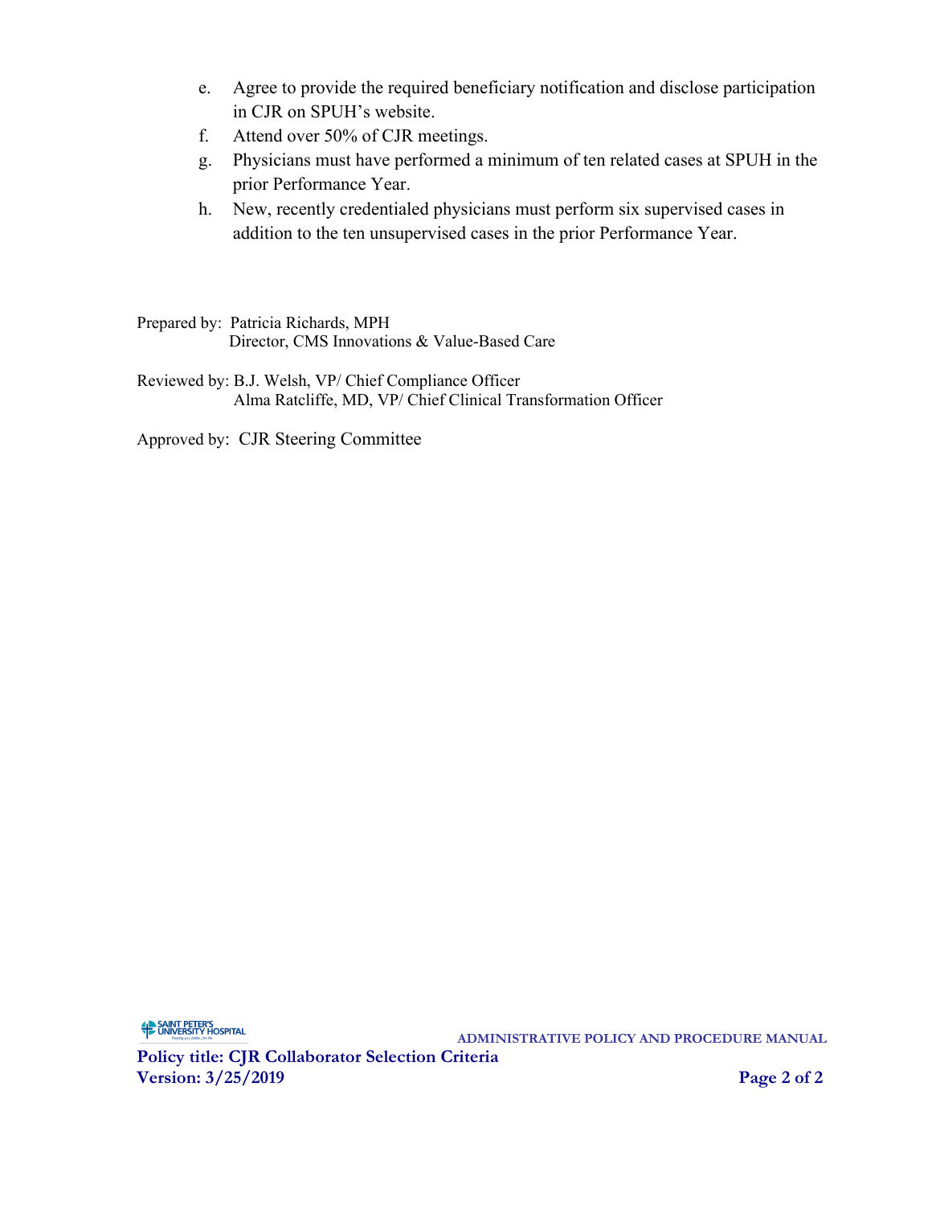e. Agree to provide the required beneficiary notification and disclose participation in CJR on SPUH's website.
f. Attend over 50% of CJR meetings.
g. Physicians must have performed a minimum of ten related cases at SPUH in the prior Performance Year.
h. New, recently credentialed physicians must perform six supervised cases in addition to the ten unsupervised cases in the prior Performance Year.

Prepared by: Patricia Richards, MPH
Director, CMS Innovations & Value-Based Care

Reviewed by: B.J. Welsh, VP/ Chief Compliance Officer
Alma Ratcliffe, MD, VP/ Chief Clinical Transformation Officer

Approved by: CJR Steering Committee